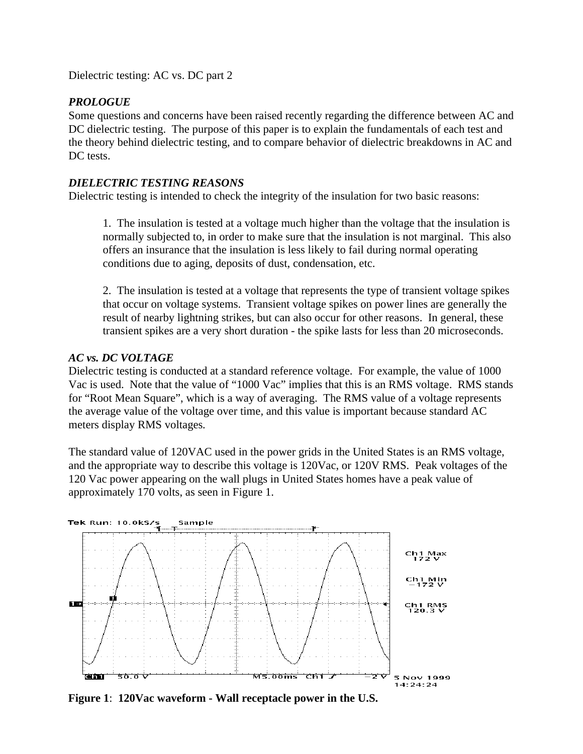Dielectric testing: AC vs. DC part 2

***PROLOGUE***

Some questions and concerns have been raised recently regarding the difference between AC and DC dielectric testing. The purpose of this paper is to explain the fundamentals of each test and the theory behind dielectric testing, and to compare behavior of dielectric breakdowns in AC and DC tests.

***DIELECTRIC TESTING REASONS***

Dielectric testing is intended to check the integrity of the insulation for two basic reasons:

1. The insulation is tested at a voltage much higher than the voltage that the insulation is normally subjected to, in order to make sure that the insulation is not marginal. This also offers an insurance that the insulation is less likely to fail during normal operating conditions due to aging, deposits of dust, condensation, etc.

2. The insulation is tested at a voltage that represents the type of transient voltage spikes that occur on voltage systems. Transient voltage spikes on power lines are generally the result of nearby lightning strikes, but can also occur for other reasons. In general, these transient spikes are a very short duration - the spike lasts for less than 20 microseconds.

***AC vs. DC VOLTAGE***

Dielectric testing is conducted at a standard reference voltage. For example, the value of 1000 Vac is used. Note that the value of "1000 Vac" implies that this is an RMS voltage. RMS stands for "Root Mean Square", which is a way of averaging. The RMS value of a voltage represents the average value of the voltage over time, and this value is important because standard AC meters display RMS voltages.

The standard value of 120VAC used in the power grids in the United States is an RMS voltage, and the appropriate way to describe this voltage is 120Vac, or 120V RMS. Peak voltages of the 120 Vac power appearing on the wall plugs in United States homes have a peak value of approximately 170 volts, as seen in Figure 1.

**Figure 1**: **120Vac waveform - Wall receptacle power in the U.S.**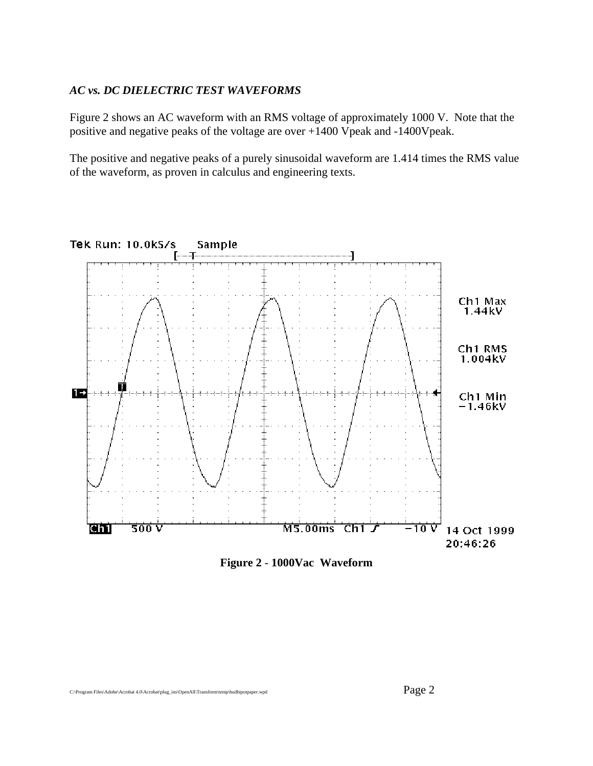*AC vs. DC DIELECTRIC TEST WAVEFORMS*

Figure 2 shows an AC waveform with an RMS voltage of approximately 1000 V. Note that the positive and negative peaks of the voltage are over +1400 Vpeak and -1400Vpeak.

The positive and negative peaks of a purely sinusoidal waveform are 1.414 times the RMS value of the waveform, as proven in calculus and engineering texts.

**Figure 2 - 1000Vac Waveform**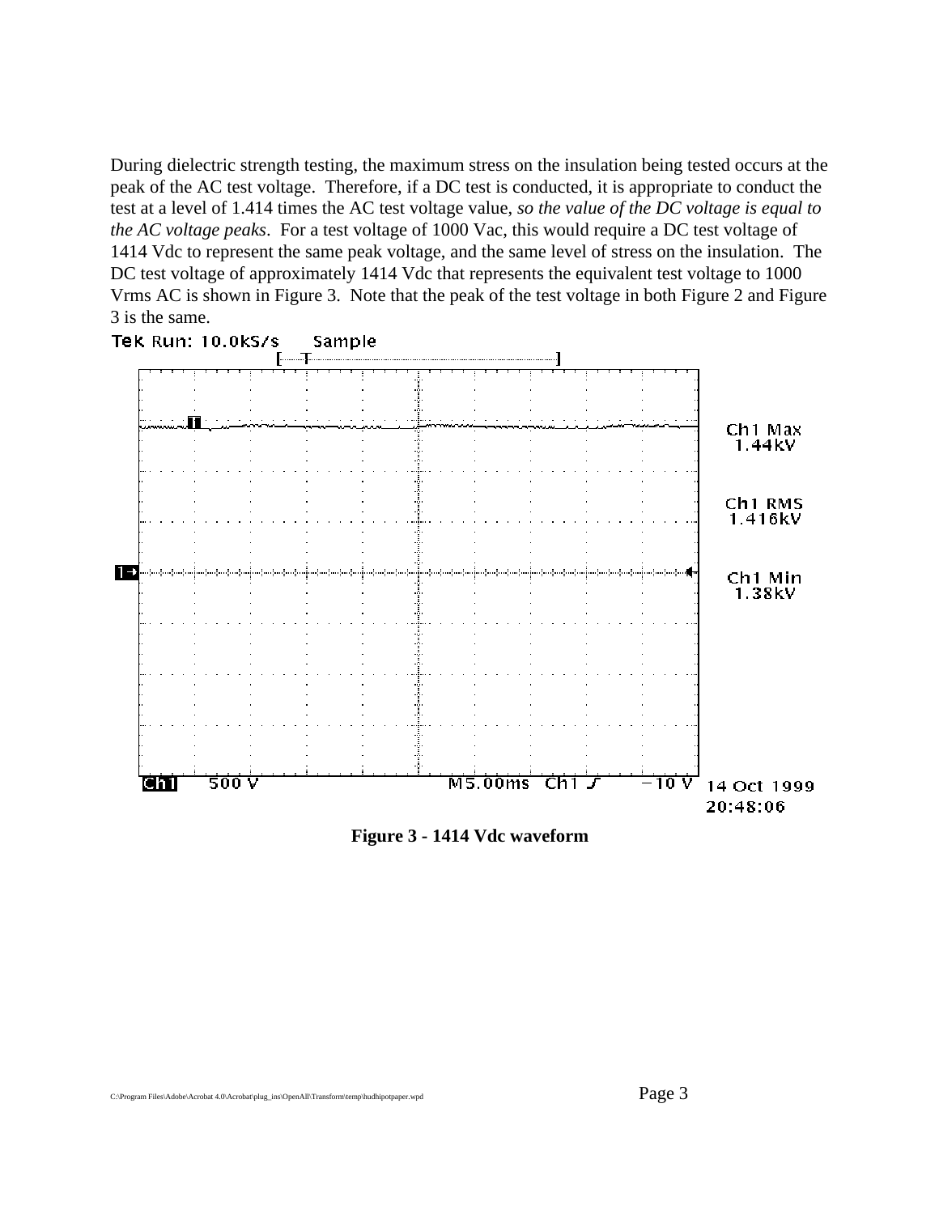During dielectric strength testing, the maximum stress on the insulation being tested occurs at the peak of the AC test voltage. Therefore, if a DC test is conducted, it is appropriate to conduct the test at a level of 1.414 times the AC test voltage value, *so the value of the DC voltage is equal to the AC voltage peaks*. For a test voltage of 1000 Vac, this would require a DC test voltage of 1414 Vdc to represent the same peak voltage, and the same level of stress on the insulation. The DC test voltage of approximately 1414 Vdc that represents the equivalent test voltage to 1000 Vrms AC is shown in Figure 3. Note that the peak of the test voltage in both Figure 2 and Figure 3 is the same.

**Figure 3 - 1414 Vdc waveform**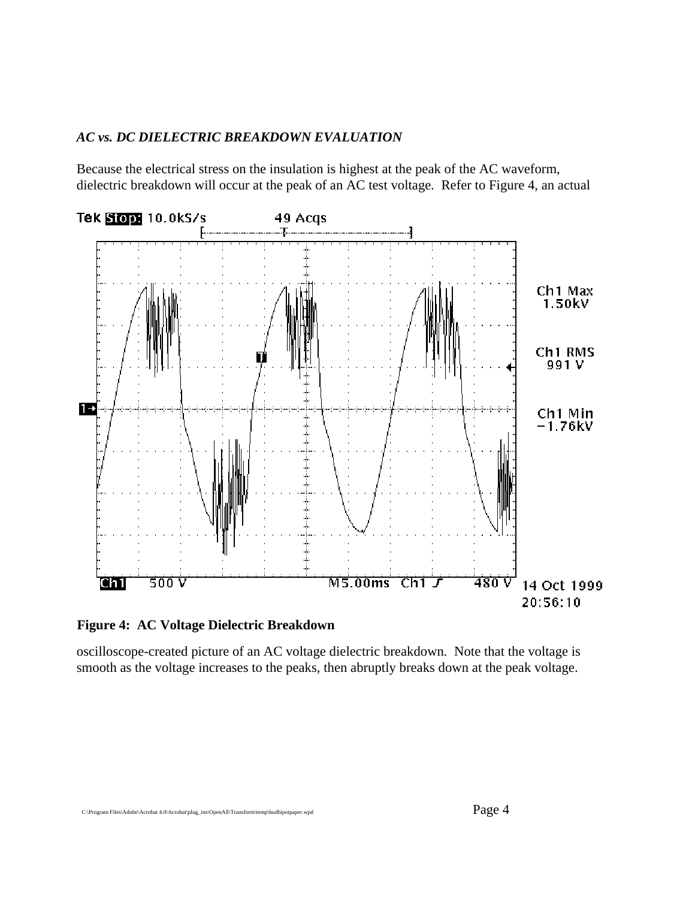### *AC vs. DC DIELECTRIC BREAKDOWN EVALUATION*

Because the electrical stress on the insulation is highest at the peak of the AC waveform, dielectric breakdown will occur at the peak of an AC test voltage. Refer to Figure 4, an actual

**Figure 4: AC Voltage Dielectric Breakdown**

oscilloscope-created picture of an AC voltage dielectric breakdown. Note that the voltage is smooth as the voltage increases to the peaks, then abruptly breaks down at the peak voltage.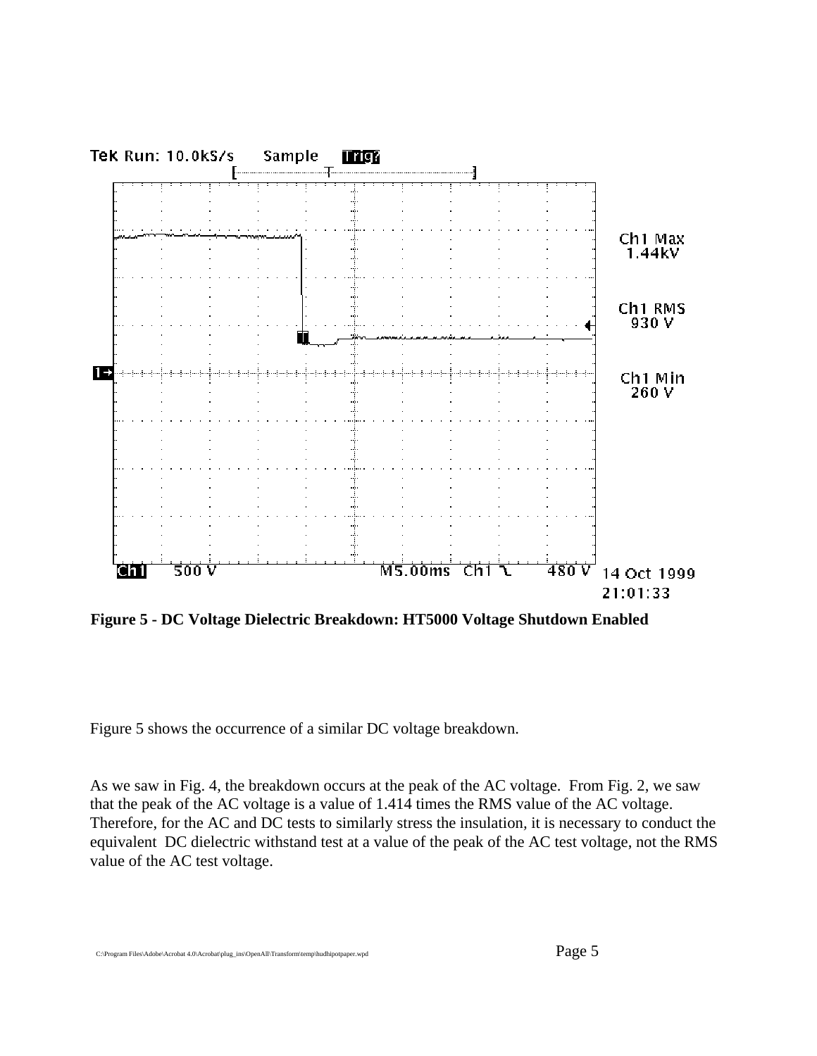**Figure 5 - DC Voltage Dielectric Breakdown: HT5000 Voltage Shutdown Enabled**

Figure 5 shows the occurrence of a similar DC voltage breakdown.

As we saw in Fig. 4, the breakdown occurs at the peak of the AC voltage. From Fig. 2, we saw that the peak of the AC voltage is a value of 1.414 times the RMS value of the AC voltage. Therefore, for the AC and DC tests to similarly stress the insulation, it is necessary to conduct the equivalent DC dielectric withstand test at a value of the peak of the AC test voltage, not the RMS value of the AC test voltage.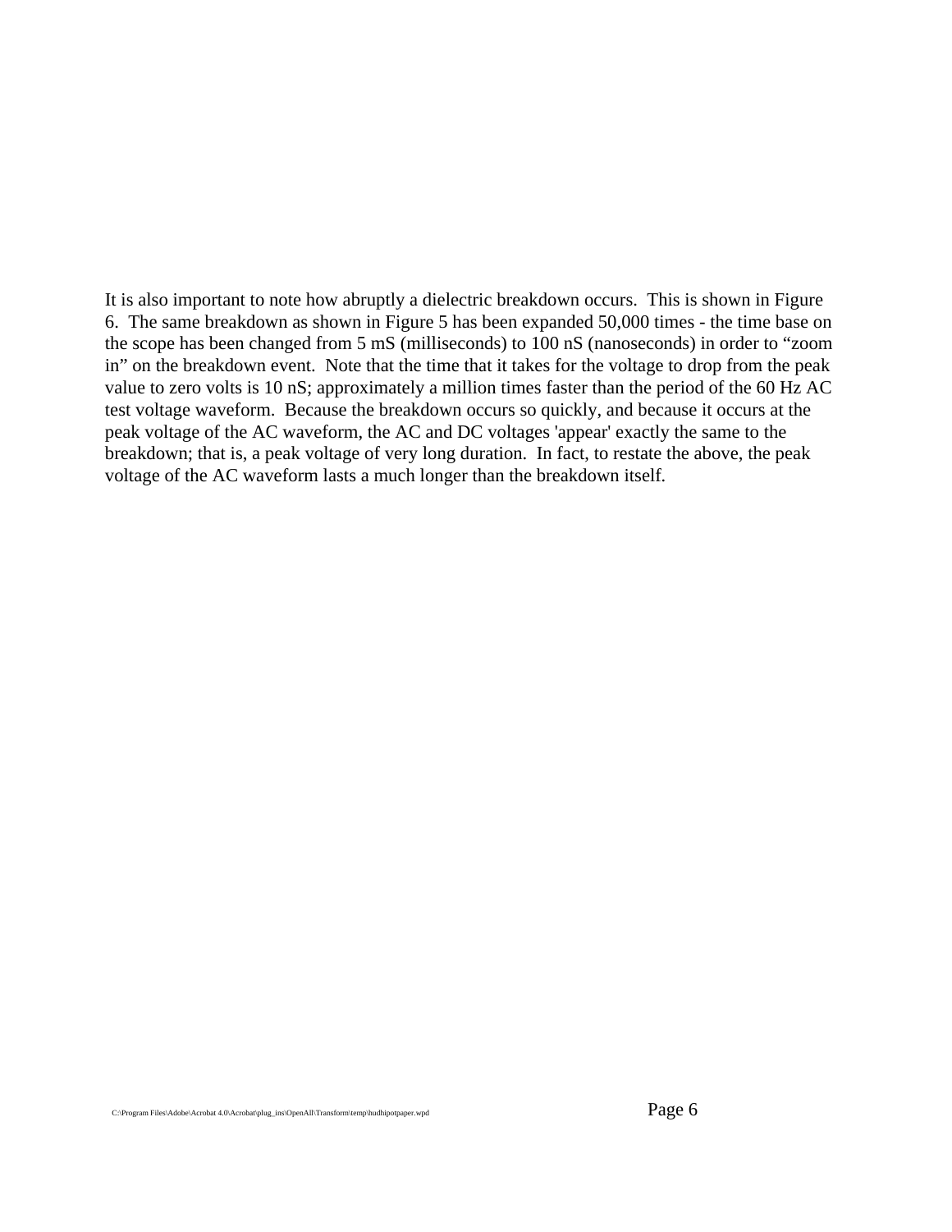It is also important to note how abruptly a dielectric breakdown occurs. This is shown in Figure 6. The same breakdown as shown in Figure 5 has been expanded 50,000 times - the time base on the scope has been changed from 5 mS (milliseconds) to 100 nS (nanoseconds) in order to "zoom in" on the breakdown event. Note that the time that it takes for the voltage to drop from the peak value to zero volts is 10 nS; approximately a million times faster than the period of the 60 Hz AC test voltage waveform. Because the breakdown occurs so quickly, and because it occurs at the peak voltage of the AC waveform, the AC and DC voltages 'appear' exactly the same to the breakdown; that is, a peak voltage of very long duration. In fact, to restate the above, the peak voltage of the AC waveform lasts a much longer than the breakdown itself.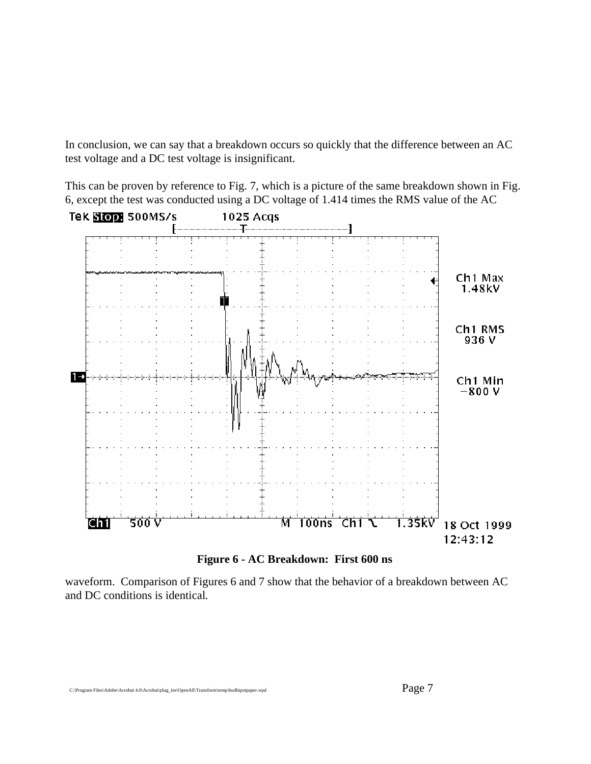In conclusion, we can say that a breakdown occurs so quickly that the difference between an AC test voltage and a DC test voltage is insignificant.

This can be proven by reference to Fig. 7, which is a picture of the same breakdown shown in Fig. 6, except the test was conducted using a DC voltage of 1.414 times the RMS value of the AC

**Figure 6 - AC Breakdown: First 600 ns**

waveform. Comparison of Figures 6 and 7 show that the behavior of a breakdown between AC and DC conditions is identical.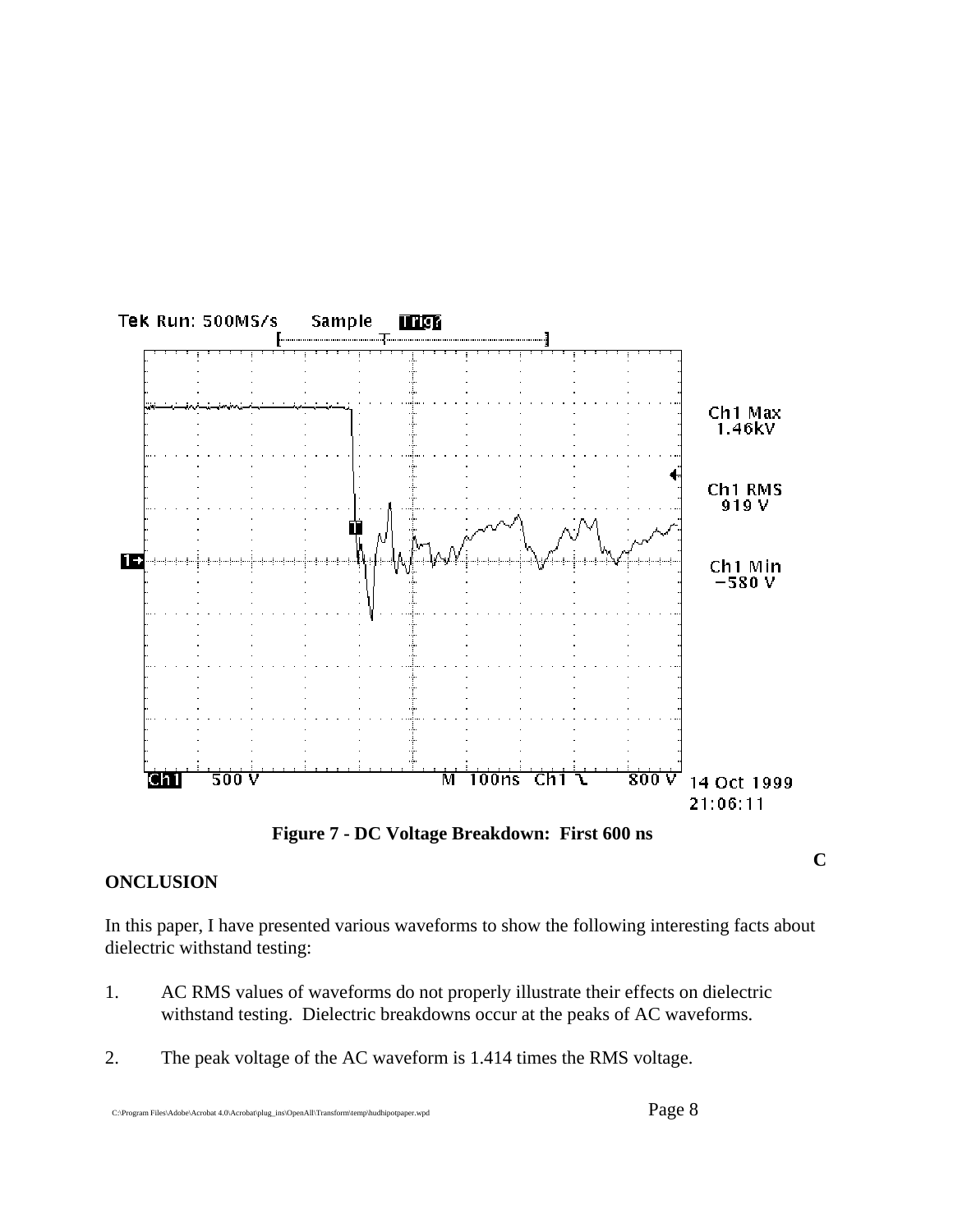Figure 7 - DC Voltage Breakdown: First 600 ns

## CONCLUSION

In this paper, I have presented various waveforms to show the following interesting facts about dielectric withstand testing:

1. AC RMS values of waveforms do not properly illustrate their effects on dielectric withstand testing. Dielectric breakdowns occur at the peaks of AC waveforms.

2. The peak voltage of the AC waveform is 1.414 times the RMS voltage.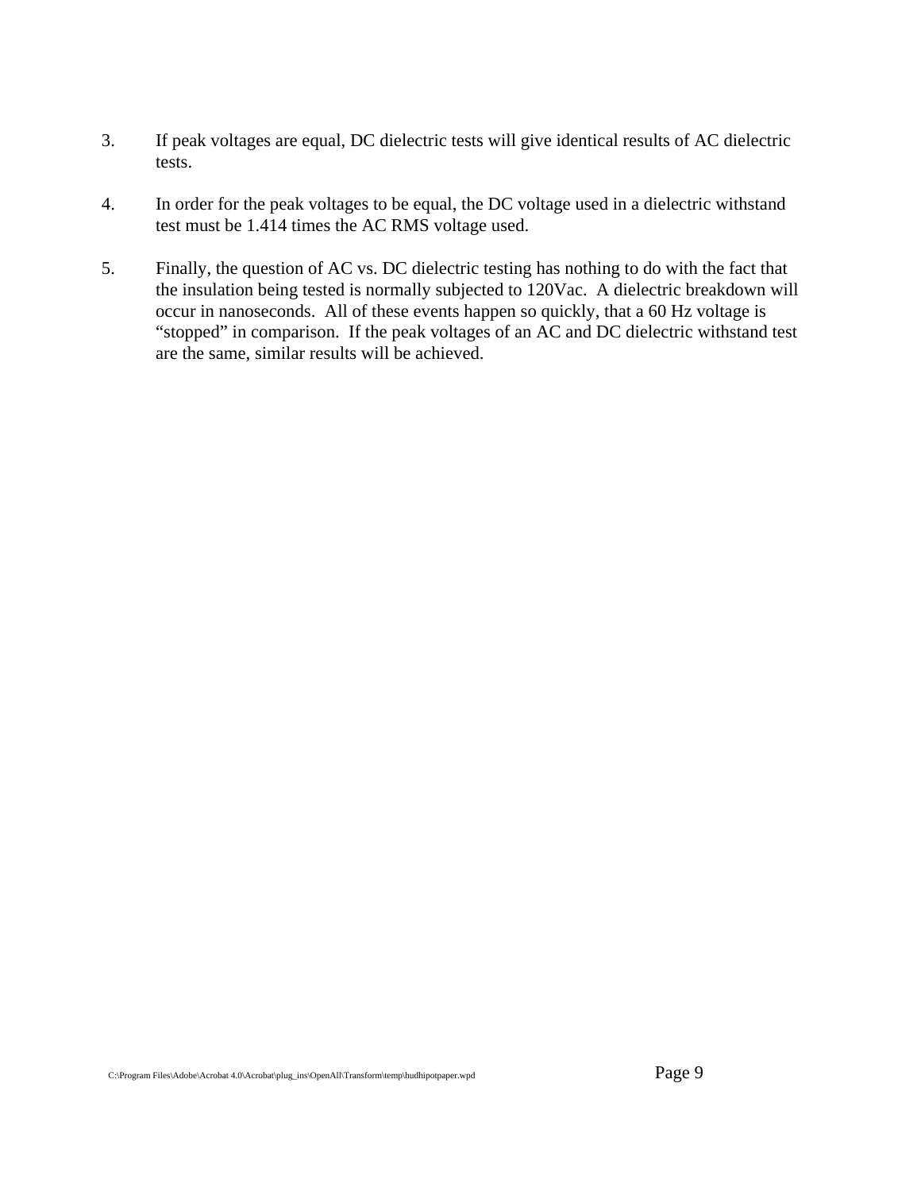3. If peak voltages are equal, DC dielectric tests will give identical results of AC dielectric tests.

4. In order for the peak voltages to be equal, the DC voltage used in a dielectric withstand test must be 1.414 times the AC RMS voltage used.

5. Finally, the question of AC vs. DC dielectric testing has nothing to do with the fact that the insulation being tested is normally subjected to 120Vac. A dielectric breakdown will occur in nanoseconds. All of these events happen so quickly, that a 60 Hz voltage is "stopped" in comparison. If the peak voltages of an AC and DC dielectric withstand test are the same, similar results will be achieved.